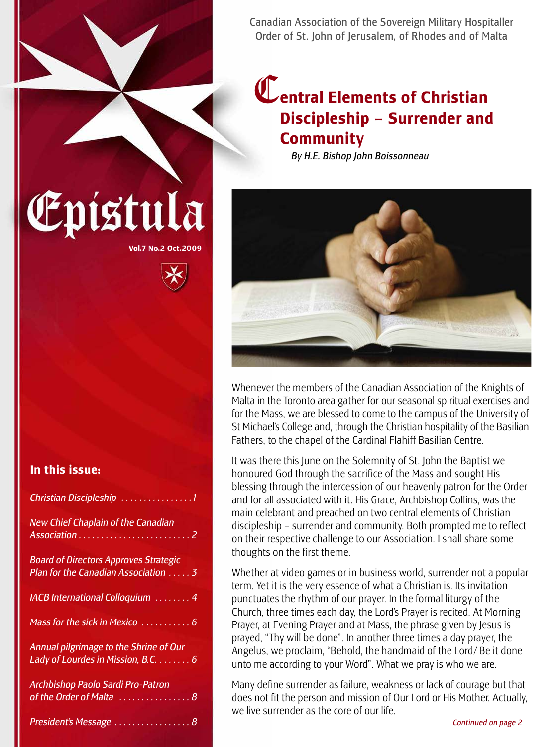Canadian Association of the Sovereign Military Hospitaller Order of St. John of Jerusalem, of Rhodes and of Malta

# Epistula

**Vol.7 No.2 Oct.2009**

## In this issue:

- *Christian Discipleship* ................ 1
- *New Chief Chaplain of the Canadian Association* ......................... 2
- *Board of Directors Approves Strategic Plan for the Canadian Association* ..... 3
- *IACB International Colloquium* ........ 4
- *Mass for the sick in Mexico* ........... 6
- *Annual pilgrimage to the Shrine of Our Lady of Lourdes in Mission, B.C.* ....... 6
- *Archbishop Paolo Sardi Pro-Patron of the Order of Malta* ................ 8
- *President's Message* ................. 8

# Central Elements of Christian Discipleship – Surrender and Community

*By H.E. Bishop John Boissonneau*

Whenever the members of the Canadian Association of the Knights of Malta in the Toronto area gather for our seasonal spiritual exercises and for the Mass, we are blessed to come to the campus of the University of St Michael's College and, through the Christian hospitality of the Basilian Fathers, to the chapel of the Cardinal Flahiff Basilian Centre.

It was there this June on the Solemnity of St. John the Baptist we honoured God through the sacrifice of the Mass and sought His blessing through the intercession of our heavenly patron for the Order and for all associated with it. His Grace, Archbishop Collins, was the main celebrant and preached on two central elements of Christian discipleship – surrender and community. Both prompted me to reflect on their respective challenge to our Association. I shall share some thoughts on the first theme.

Whether at video games or in business world, surrender not a popular term. Yet it is the very essence of what a Christian is. Its invitation punctuates the rhythm of our prayer. In the formal liturgy of the Church, three times each day, the Lord's Prayer is recited. At Morning Prayer, at Evening Prayer and at Mass, the phrase given by Jesus is prayed, "Thy will be done". In another three times a day prayer, the Angelus, we proclaim, "Behold, the handmaid of the Lord/ Be it done unto me according to your Word". What we pray is who we are.

Many define surrender as failure, weakness or lack of courage but that does not fit the person and mission of Our Lord or His Mother. Actually, we live surrender as the core of our life.

*Continued on page 2*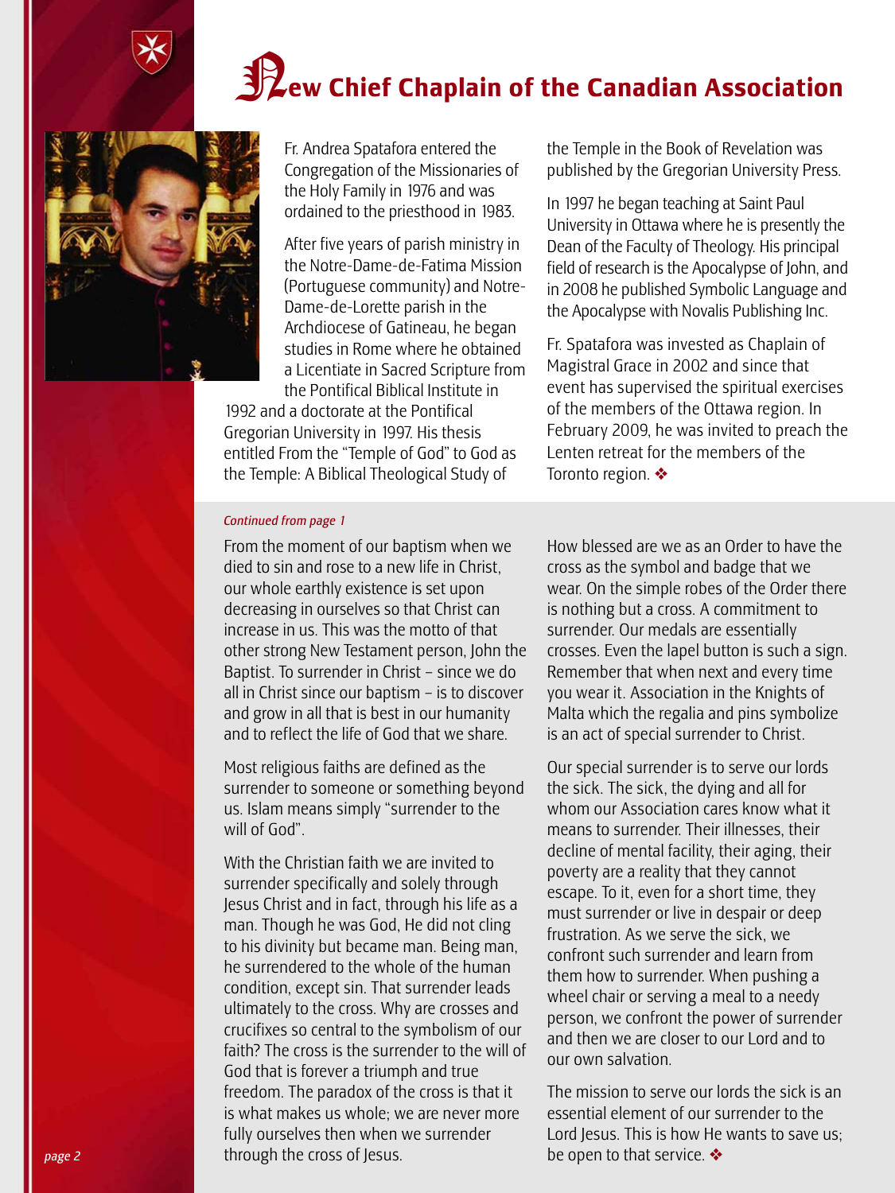# New Chief Chaplain of the Canadian Association

Fr. Andrea Spatafora entered the Congregation of the Missionaries of the Holy Family in 1976 and was ordained to the priesthood in 1983.

After five years of parish ministry in the Notre-Dame-de-Fatima Mission (Portuguese community) and Notre-Dame-de-Lorette parish in the Archdiocese of Gatineau, he began studies in Rome where he obtained a Licentiate in Sacred Scripture from the Pontifical Biblical Institute in 1992 and a doctorate at the Pontifical Gregorian University in 1997. His thesis entitled From the "Temple of God" to God as the Temple: A Biblical Theological Study of the Temple in the Book of Revelation was published by the Gregorian University Press.

In 1997 he began teaching at Saint Paul University in Ottawa where he is presently the Dean of the Faculty of Theology. His principal field of research is the Apocalypse of John, and in 2008 he published Symbolic Language and the Apocalypse with Novalis Publishing Inc.

Fr. Spatafora was invested as Chaplain of Magistral Grace in 2002 and since that event has supervised the spiritual exercises of the members of the Ottawa region. In February 2009, he was invited to preach the Lenten retreat for the members of the Toronto region. ❖

*Continued from page 1*

From the moment of our baptism when we died to sin and rose to a new life in Christ, our whole earthly existence is set upon decreasing in ourselves so that Christ can increase in us. This was the motto of that other strong New Testament person, John the Baptist. To surrender in Christ – since we do all in Christ since our baptism – is to discover and grow in all that is best in our humanity and to reflect the life of God that we share.

Most religious faiths are defined as the surrender to someone or something beyond us. Islam means simply "surrender to the will of God".

With the Christian faith we are invited to surrender specifically and solely through Jesus Christ and in fact, through his life as a man. Though he was God, He did not cling to his divinity but became man. Being man, he surrendered to the whole of the human condition, except sin. That surrender leads ultimately to the cross. Why are crosses and crucifixes so central to the symbolism of our faith? The cross is the surrender to the will of God that is forever a triumph and true freedom. The paradox of the cross is that it is what makes us whole; we are never more fully ourselves then when we surrender through the cross of Jesus.

How blessed are we as an Order to have the cross as the symbol and badge that we wear. On the simple robes of the Order there is nothing but a cross. A commitment to surrender. Our medals are essentially crosses. Even the lapel button is such a sign. Remember that when next and every time you wear it. Association in the Knights of Malta which the regalia and pins symbolize is an act of special surrender to Christ.

Our special surrender is to serve our lords the sick. The sick, the dying and all for whom our Association cares know what it means to surrender. Their illnesses, their decline of mental facility, their aging, their poverty are a reality that they cannot escape. To it, even for a short time, they must surrender or live in despair or deep frustration. As we serve the sick, we confront such surrender and learn from them how to surrender. When pushing a wheel chair or serving a meal to a needy person, we confront the power of surrender and then we are closer to our Lord and to our own salvation.

The mission to serve our lords the sick is an essential element of our surrender to the Lord Jesus. This is how He wants to save us; be open to that service. ❖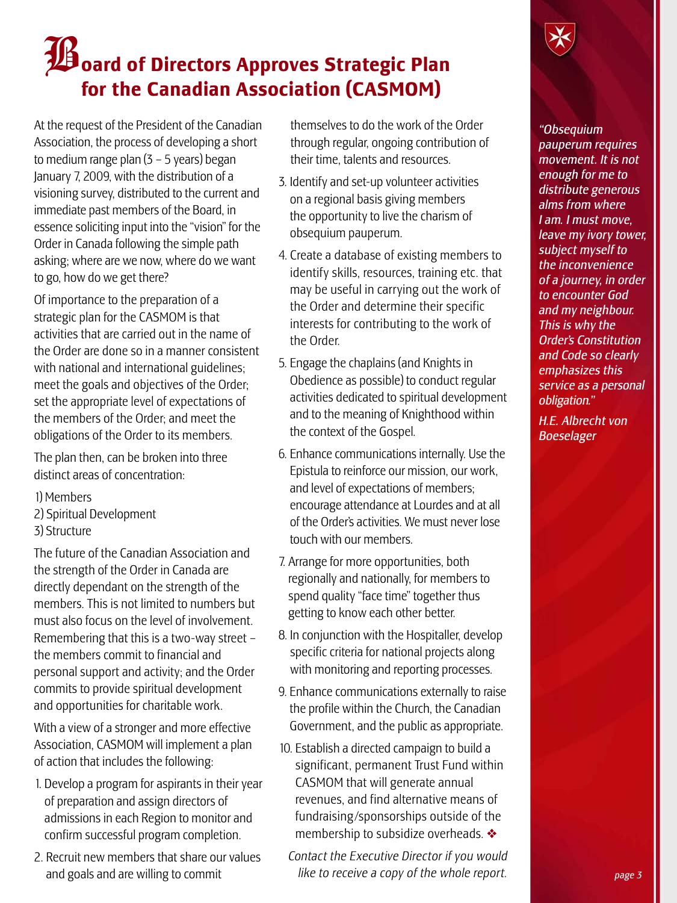# Board of Directors Approves Strategic Plan for the Canadian Association (CASMOM)

At the request of the President of the Canadian Association, the process of developing a short to medium range plan (3 – 5 years) began January 7, 2009, with the distribution of a visioning survey, distributed to the current and immediate past members of the Board, in essence soliciting input into the "vision" for the Order in Canada following the simple path asking; where are we now, where do we want to go, how do we get there?

Of importance to the preparation of a strategic plan for the CASMOM is that activities that are carried out in the name of the Order are done so in a manner consistent with national and international guidelines; meet the goals and objectives of the Order; set the appropriate level of expectations of the members of the Order; and meet the obligations of the Order to its members.

The plan then, can be broken into three distinct areas of concentration:

1) Members
2) Spiritual Development
3) Structure

The future of the Canadian Association and the strength of the Order in Canada are directly dependant on the strength of the members. This is not limited to numbers but must also focus on the level of involvement. Remembering that this is a two-way street – the members commit to financial and personal support and activity; and the Order commits to provide spiritual development and opportunities for charitable work.

With a view of a stronger and more effective Association, CASMOM will implement a plan of action that includes the following:

1. Develop a program for aspirants in their year of preparation and assign directors of admissions in each Region to monitor and confirm successful program completion.
2. Recruit new members that share our values and goals and are willing to commit themselves to do the work of the Order through regular, ongoing contribution of their time, talents and resources.
3. Identify and set-up volunteer activities on a regional basis giving members the opportunity to live the charism of obsequium pauperum.
4. Create a database of existing members to identify skills, resources, training etc. that may be useful in carrying out the work of the Order and determine their specific interests for contributing to the work of the Order.
5. Engage the chaplains (and Knights in Obedience as possible) to conduct regular activities dedicated to spiritual development and to the meaning of Knighthood within the context of the Gospel.
6. Enhance communications internally. Use the Epistula to reinforce our mission, our work, and level of expectations of members; encourage attendance at Lourdes and at all of the Order's activities. We must never lose touch with our members.
7. Arrange for more opportunities, both regionally and nationally, for members to spend quality "face time" together thus getting to know each other better.
8. In conjunction with the Hospitaller, develop specific criteria for national projects along with monitoring and reporting processes.
9. Enhance communications externally to raise the profile within the Church, the Canadian Government, and the public as appropriate.
10. Establish a directed campaign to build a significant, permanent Trust Fund within CASMOM that will generate annual revenues, and find alternative means of fundraising/sponsorships outside of the membership to subsidize overheads. ❖

*Contact the Executive Director if you would like to receive a copy of the whole report.*

*"Obsequium pauperum requires movement. It is not enough for me to distribute generous alms from where I am. I must move, leave my ivory tower, subject myself to the inconvenience of a journey, in order to encounter God and my neighbour. This is why the Order's Constitution and Code so clearly emphasizes this service as a personal obligation."*

*H.E. Albrecht von Boeselager*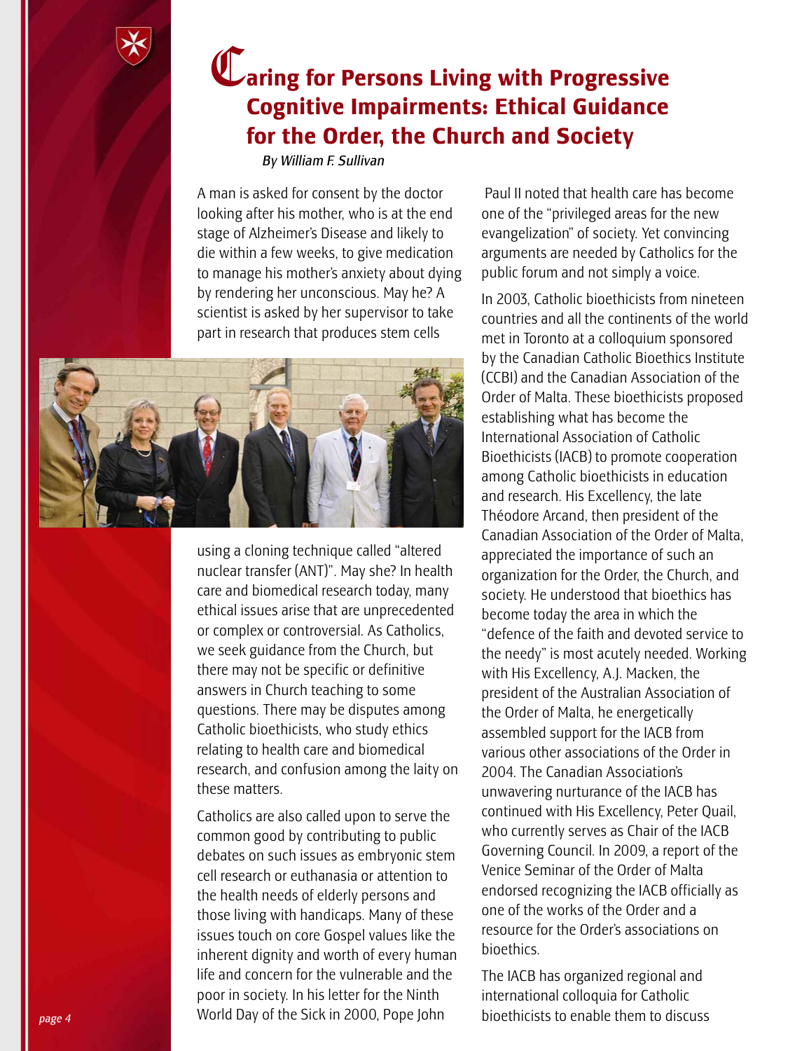# Caring for Persons Living with Progressive Cognitive Impairments: Ethical Guidance for the Order, the Church and Society

*By William F. Sullivan*

A man is asked for consent by the doctor looking after his mother, who is at the end stage of Alzheimer's Disease and likely to die within a few weeks, to give medication to manage his mother's anxiety about dying by rendering her unconscious. May he? A scientist is asked by her supervisor to take part in research that produces stem cells using a cloning technique called "altered nuclear transfer (ANT)". May she? In health care and biomedical research today, many ethical issues arise that are unprecedented or complex or controversial. As Catholics, we seek guidance from the Church, but there may not be specific or definitive answers in Church teaching to some questions. There may be disputes among Catholic bioethicists, who study ethics relating to health care and biomedical research, and confusion among the laity on these matters.

Catholics are also called upon to serve the common good by contributing to public debates on such issues as embryonic stem cell research or euthanasia or attention to the health needs of elderly persons and those living with handicaps. Many of these issues touch on core Gospel values like the inherent dignity and worth of every human life and concern for the vulnerable and the poor in society. In his letter for the Ninth World Day of the Sick in 2000, Pope John Paul II noted that health care has become one of the "privileged areas for the new evangelization" of society. Yet convincing arguments are needed by Catholics for the public forum and not simply a voice.

In 2003, Catholic bioethicists from nineteen countries and all the continents of the world met in Toronto at a colloquium sponsored by the Canadian Catholic Bioethics Institute (CCBI) and the Canadian Association of the Order of Malta. These bioethicists proposed establishing what has become the International Association of Catholic Bioethicists (IACB) to promote cooperation among Catholic bioethicists in education and research. His Excellency, the late Théodore Arcand, then president of the Canadian Association of the Order of Malta, appreciated the importance of such an organization for the Order, the Church, and society. He understood that bioethics has become today the area in which the "defence of the faith and devoted service to the needy" is most acutely needed. Working with His Excellency, A.J. Macken, the president of the Australian Association of the Order of Malta, he energetically assembled support for the IACB from various other associations of the Order in 2004. The Canadian Association's unwavering nurturance of the IACB has continued with His Excellency, Peter Quail, who currently serves as Chair of the IACB Governing Council. In 2009, a report of the Venice Seminar of the Order of Malta endorsed recognizing the IACB officially as one of the works of the Order and a resource for the Order's associations on bioethics.

The IACB has organized regional and international colloquia for Catholic bioethicists to enable them to discuss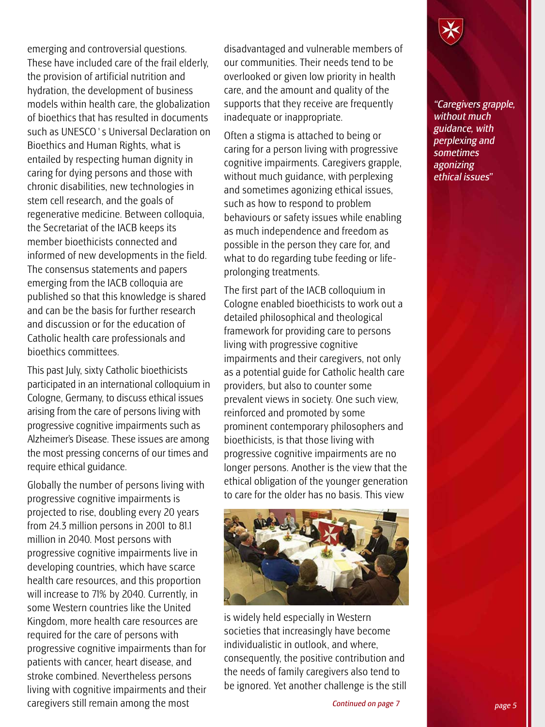emerging and controversial questions. These have included care of the frail elderly, the provision of artificial nutrition and hydration, the development of business models within health care, the globalization of bioethics that has resulted in documents such as UNESCO ' s Universal Declaration on Bioethics and Human Rights, what is entailed by respecting human dignity in caring for dying persons and those with chronic disabilities, new technologies in stem cell research, and the goals of regenerative medicine. Between colloquia, the Secretariat of the IACB keeps its member bioethicists connected and informed of new developments in the field. The consensus statements and papers emerging from the IACB colloquia are published so that this knowledge is shared and can be the basis for further research and discussion or for the education of Catholic health care professionals and bioethics committees.

This past July, sixty Catholic bioethicists participated in an international colloquium in Cologne, Germany, to discuss ethical issues arising from the care of persons living with progressive cognitive impairments such as Alzheimer's Disease. These issues are among the most pressing concerns of our times and require ethical guidance.

Globally the number of persons living with progressive cognitive impairments is projected to rise, doubling every 20 years from 24.3 million persons in 2001 to 81.1 million in 2040. Most persons with progressive cognitive impairments live in developing countries, which have scarce health care resources, and this proportion will increase to 71% by 2040. Currently, in some Western countries like the United Kingdom, more health care resources are required for the care of persons with progressive cognitive impairments than for patients with cancer, heart disease, and stroke combined. Nevertheless persons living with cognitive impairments and their caregivers still remain among the most disadvantaged and vulnerable members of our communities. Their needs tend to be overlooked or given low priority in health care, and the amount and quality of the supports that they receive are frequently inadequate or inappropriate.

Often a stigma is attached to being or caring for a person living with progressive cognitive impairments. Caregivers grapple, without much guidance, with perplexing and sometimes agonizing ethical issues, such as how to respond to problem behaviours or safety issues while enabling as much independence and freedom as possible in the person they care for, and what to do regarding tube feeding or life-prolonging treatments.

*"Caregivers grapple, without much guidance, with perplexing and sometimes agonizing ethical issues"*

The first part of the IACB colloquium in Cologne enabled bioethicists to work out a detailed philosophical and theological framework for providing care to persons living with progressive cognitive impairments and their caregivers, not only as a potential guide for Catholic health care providers, but also to counter some prevalent views in society. One such view, reinforced and promoted by some prominent contemporary philosophers and bioethicists, is that those living with progressive cognitive impairments are no longer persons. Another is the view that the ethical obligation of the younger generation to care for the older has no basis. This view is widely held especially in Western societies that increasingly have become individualistic in outlook, and where, consequently, the positive contribution and the needs of family caregivers also tend to be ignored. Yet another challenge is the still

*Continued on page 7*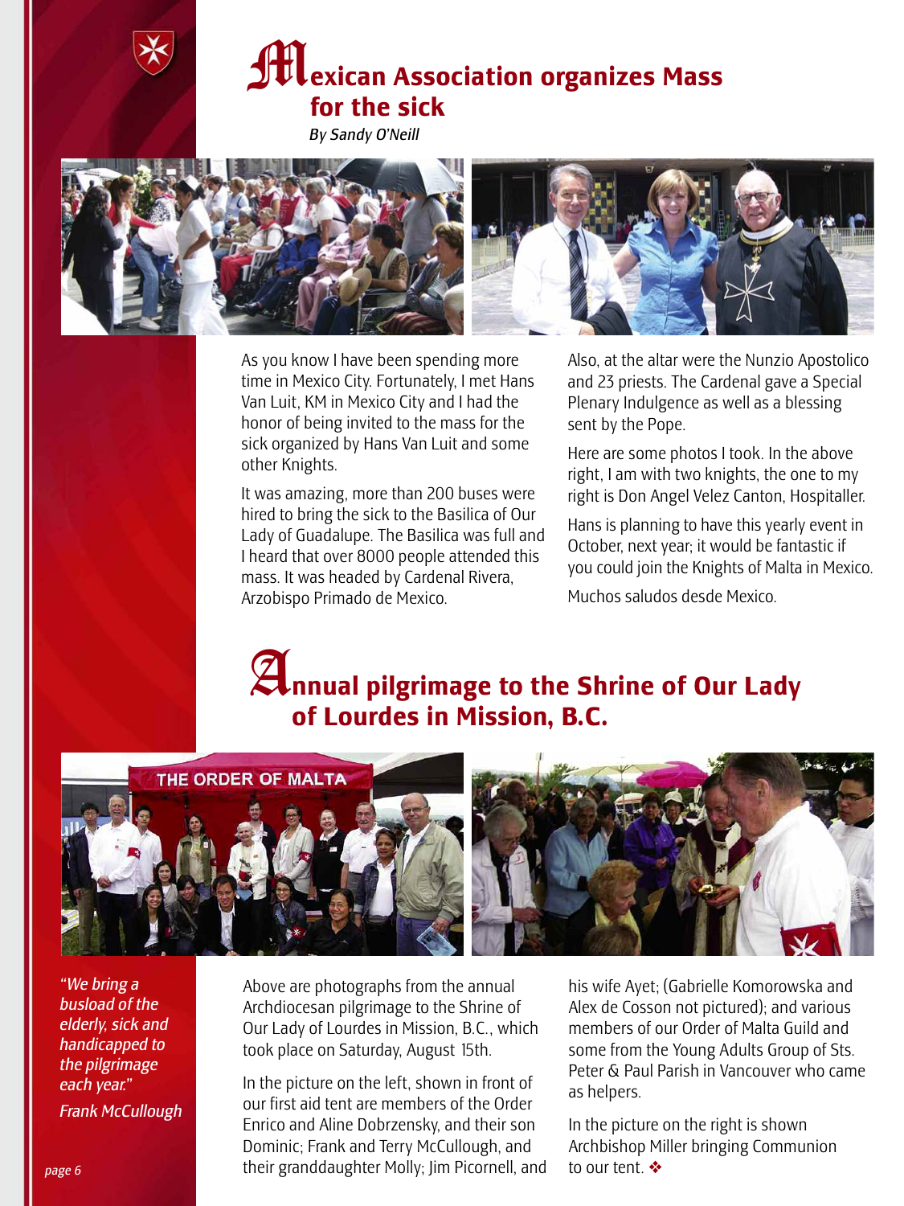# Mexican Association organizes Mass for the sick

*By Sandy O'Neill*

As you know I have been spending more time in Mexico City. Fortunately, I met Hans Van Luit, KM in Mexico City and I had the honor of being invited to the mass for the sick organized by Hans Van Luit and some other Knights.

It was amazing, more than 200 buses were hired to bring the sick to the Basilica of Our Lady of Guadalupe. The Basilica was full and I heard that over 8000 people attended this mass. It was headed by Cardenal Rivera, Arzobispo Primado de Mexico.

Also, at the altar were the Nunzio Apostolico and 23 priests. The Cardenal gave a Special Plenary Indulgence as well as a blessing sent by the Pope.

Here are some photos I took. In the above right, I am with two knights, the one to my right is Don Angel Velez Canton, Hospitaller.

Hans is planning to have this yearly event in October, next year; it would be fantastic if you could join the Knights of Malta in Mexico.

Muchos saludos desde Mexico.

# Annual pilgrimage to the Shrine of Our Lady of Lourdes in Mission, B.C.

*"We bring a busload of the elderly, sick and handicapped to the pilgrimage each year."*

*Frank McCullough*

Above are photographs from the annual Archdiocesan pilgrimage to the Shrine of Our Lady of Lourdes in Mission, B.C., which took place on Saturday, August 15th.

In the picture on the left, shown in front of our first aid tent are members of the Order Enrico and Aline Dobrzensky, and their son Dominic; Frank and Terry McCullough, and their granddaughter Molly; Jim Picornell, and his wife Ayet; (Gabrielle Komorowska and Alex de Cosson not pictured); and various members of our Order of Malta Guild and some from the Young Adults Group of Sts. Peter & Paul Parish in Vancouver who came as helpers.

In the picture on the right is shown Archbishop Miller bringing Communion to our tent. ❖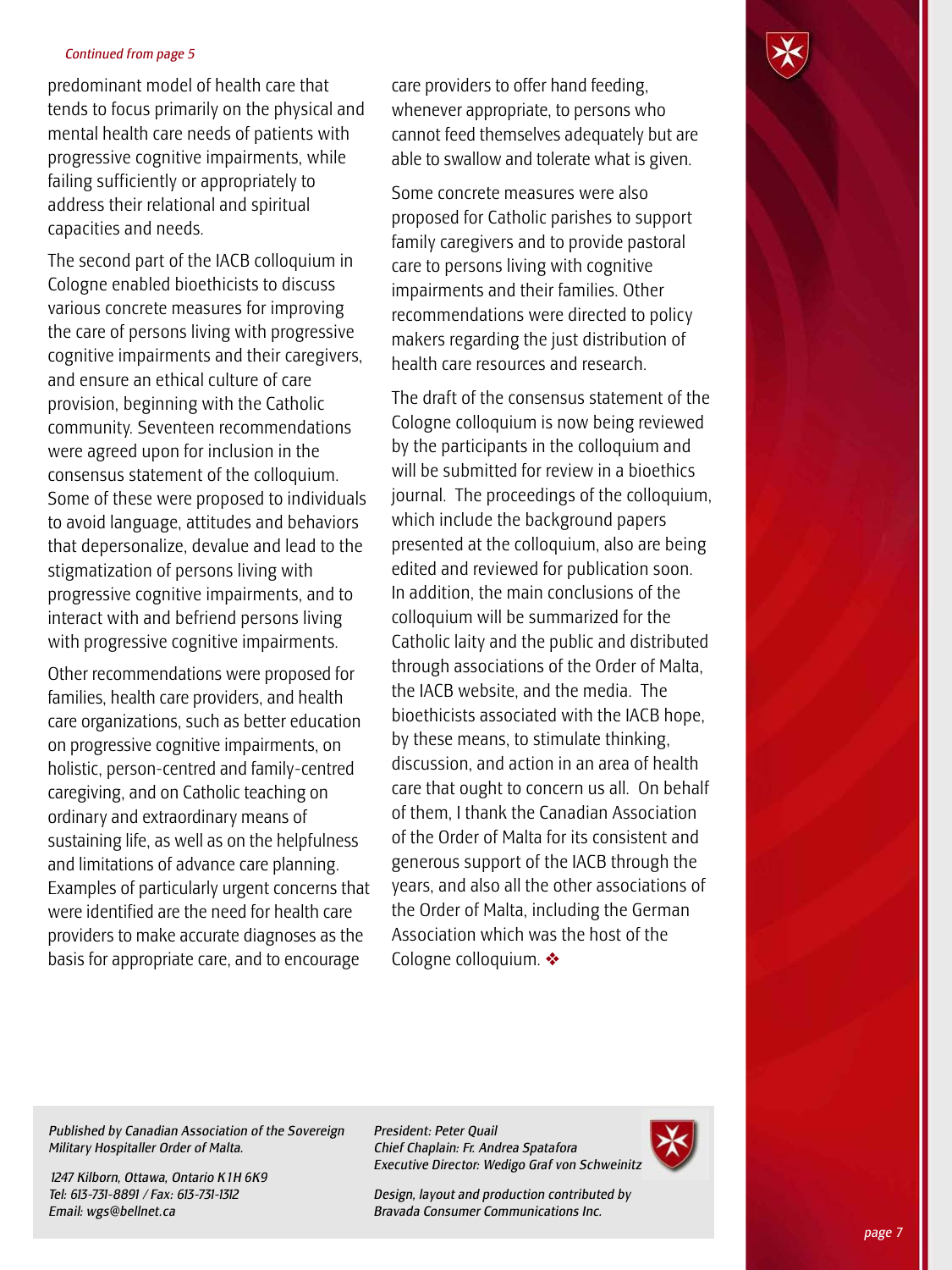*Continued from page 5*

predominant model of health care that tends to focus primarily on the physical and mental health care needs of patients with progressive cognitive impairments, while failing sufficiently or appropriately to address their relational and spiritual capacities and needs.

The second part of the IACB colloquium in Cologne enabled bioethicists to discuss various concrete measures for improving the care of persons living with progressive cognitive impairments and their caregivers, and ensure an ethical culture of care provision, beginning with the Catholic community. Seventeen recommendations were agreed upon for inclusion in the consensus statement of the colloquium. Some of these were proposed to individuals to avoid language, attitudes and behaviors that depersonalize, devalue and lead to the stigmatization of persons living with progressive cognitive impairments, and to interact with and befriend persons living with progressive cognitive impairments.

Other recommendations were proposed for families, health care providers, and health care organizations, such as better education on progressive cognitive impairments, on holistic, person-centred and family-centred caregiving, and on Catholic teaching on ordinary and extraordinary means of sustaining life, as well as on the helpfulness and limitations of advance care planning. Examples of particularly urgent concerns that were identified are the need for health care providers to make accurate diagnoses as the basis for appropriate care, and to encourage care providers to offer hand feeding, whenever appropriate, to persons who cannot feed themselves adequately but are able to swallow and tolerate what is given.

Some concrete measures were also proposed for Catholic parishes to support family caregivers and to provide pastoral care to persons living with cognitive impairments and their families. Other recommendations were directed to policy makers regarding the just distribution of health care resources and research.

The draft of the consensus statement of the Cologne colloquium is now being reviewed by the participants in the colloquium and will be submitted for review in a bioethics journal. The proceedings of the colloquium, which include the background papers presented at the colloquium, also are being edited and reviewed for publication soon. In addition, the main conclusions of the colloquium will be summarized for the Catholic laity and the public and distributed through associations of the Order of Malta, the IACB website, and the media. The bioethicists associated with the IACB hope, by these means, to stimulate thinking, discussion, and action in an area of health care that ought to concern us all. On behalf of them, I thank the Canadian Association of the Order of Malta for its consistent and generous support of the IACB through the years, and also all the other associations of the Order of Malta, including the German Association which was the host of the Cologne colloquium. ❖

---

*Published by Canadian Association of the Sovereign Military Hospitaller Order of Malta.*

*1247 Kilborn, Ottawa, Ontario K1H 6K9*
*Tel: 613-731-8891 / Fax: 613-731-1312*
*Email: wgs@bellnet.ca*

*President: Peter Quail*
*Chief Chaplain: Fr. Andrea Spatafora*
*Executive Director: Wedigo Graf von Schweinitz*

*Design, layout and production contributed by Bravada Consumer Communications Inc.*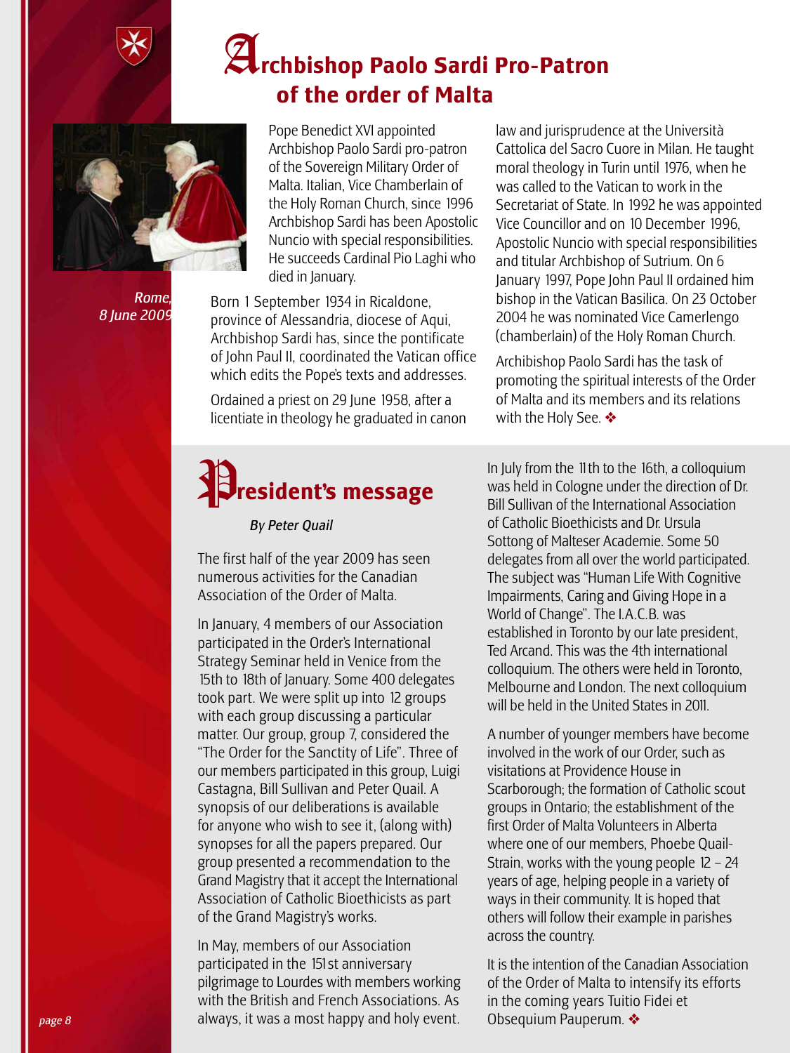# Archbishop Paolo Sardi Pro-Patron of the order of Malta

*Rome, 8 June 2009*

Pope Benedict XVI appointed Archbishop Paolo Sardi pro-patron of the Sovereign Military Order of Malta. Italian, Vice Chamberlain of the Holy Roman Church, since 1996 Archbishop Sardi has been Apostolic Nuncio with special responsibilities. He succeeds Cardinal Pio Laghi who died in January.

Born 1 September 1934 in Ricaldone, province of Alessandria, diocese of Aqui, Archbishop Sardi has, since the pontificate of John Paul II, coordinated the Vatican office which edits the Pope's texts and addresses.

Ordained a priest on 29 June 1958, after a licentiate in theology he graduated in canon law and jurisprudence at the Università Cattolica del Sacro Cuore in Milan. He taught moral theology in Turin until 1976, when he was called to the Vatican to work in the Secretariat of State. In 1992 he was appointed Vice Councillor and on 10 December 1996, Apostolic Nuncio with special responsibilities and titular Archbishop of Sutrium. On 6 January 1997, Pope John Paul II ordained him bishop in the Vatican Basilica. On 23 October 2004 he was nominated Vice Camerlengo (chamberlain) of the Holy Roman Church.

Archibishop Paolo Sardi has the task of promoting the spiritual interests of the Order of Malta and its members and its relations with the Holy See. ❖

# President's message

*By Peter Quail*

The first half of the year 2009 has seen numerous activities for the Canadian Association of the Order of Malta.

In January, 4 members of our Association participated in the Order's International Strategy Seminar held in Venice from the 15th to 18th of January. Some 400 delegates took part. We were split up into 12 groups with each group discussing a particular matter. Our group, group 7, considered the "The Order for the Sanctity of Life". Three of our members participated in this group, Luigi Castagna, Bill Sullivan and Peter Quail. A synopsis of our deliberations is available for anyone who wish to see it, (along with) synopses for all the papers prepared. Our group presented a recommendation to the Grand Magistry that it accept the International Association of Catholic Bioethicists as part of the Grand Magistry's works.

In May, members of our Association participated in the 151st anniversary pilgrimage to Lourdes with members working with the British and French Associations. As always, it was a most happy and holy event.

In July from the 11th to the 16th, a colloquium was held in Cologne under the direction of Dr. Bill Sullivan of the International Association of Catholic Bioethicists and Dr. Ursula Sottong of Malteser Academie. Some 50 delegates from all over the world participated. The subject was "Human Life With Cognitive Impairments, Caring and Giving Hope in a World of Change". The I.A.C.B. was established in Toronto by our late president, Ted Arcand. This was the 4th international colloquium. The others were held in Toronto, Melbourne and London. The next colloquium will be held in the United States in 2011.

A number of younger members have become involved in the work of our Order, such as visitations at Providence House in Scarborough; the formation of Catholic scout groups in Ontario; the establishment of the first Order of Malta Volunteers in Alberta where one of our members, Phoebe Quail-Strain, works with the young people 12 – 24 years of age, helping people in a variety of ways in their community. It is hoped that others will follow their example in parishes across the country.

It is the intention of the Canadian Association of the Order of Malta to intensify its efforts in the coming years Tuitio Fidei et Obsequium Pauperum. ❖